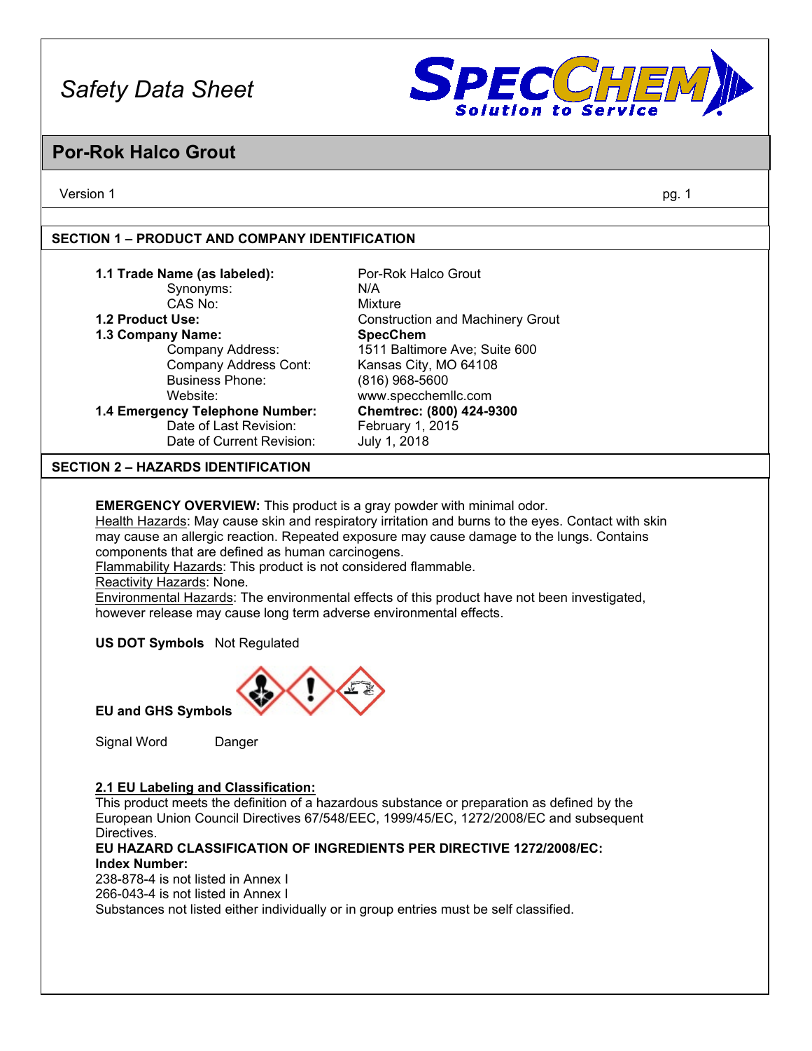# Safety Data Sheet

## Por-Rok Halco Grout

Version 1

### SECTION 1 – PRODUCT AND COMPANY IDENTIFICATION

| | |
|---|---|
| **1.1 Trade Name (as labeled):** | Por-Rok Halco Grout |
| Synonyms: | N/A |
| CAS No: | Mixture |
| **1.2 Product Use:** | Construction and Machinery Grout |
| **1.3 Company Name:** | **SpecChem** |
| Company Address: | 1511 Baltimore Ave; Suite 600 |
| Company Address Cont: | Kansas City, MO 64108 |
| Business Phone: | (816) 968-5600 |
| Website: | www.specchemllc.com |
| **1.4 Emergency Telephone Number:** | **Chemtrec: (800) 424-9300** |
| Date of Last Revision: | February 1, 2015 |
| Date of Current Revision: | July 1, 2018 |

### SECTION 2 – HAZARDS IDENTIFICATION

**EMERGENCY OVERVIEW:** This product is a gray powder with minimal odor.
Health Hazards: May cause skin and respiratory irritation and burns to the eyes. Contact with skin may cause an allergic reaction. Repeated exposure may cause damage to the lungs. Contains components that are defined as human carcinogens.
Flammability Hazards: This product is not considered flammable.
Reactivity Hazards: None.
Environmental Hazards: The environmental effects of this product have not been investigated, however release may cause long term adverse environmental effects.

**US DOT Symbols** Not Regulated

**EU and GHS Symbols**

Signal Word Danger

**2.1 EU Labeling and Classification:**
This product meets the definition of a hazardous substance or preparation as defined by the European Union Council Directives 67/548/EEC, 1999/45/EC, 1272/2008/EC and subsequent Directives.
**EU HAZARD CLASSIFICATION OF INGREDIENTS PER DIRECTIVE 1272/2008/EC:**
**Index Number:**
238-878-4 is not listed in Annex I
266-043-4 is not listed in Annex I
Substances not listed either individually or in group entries must be self classified.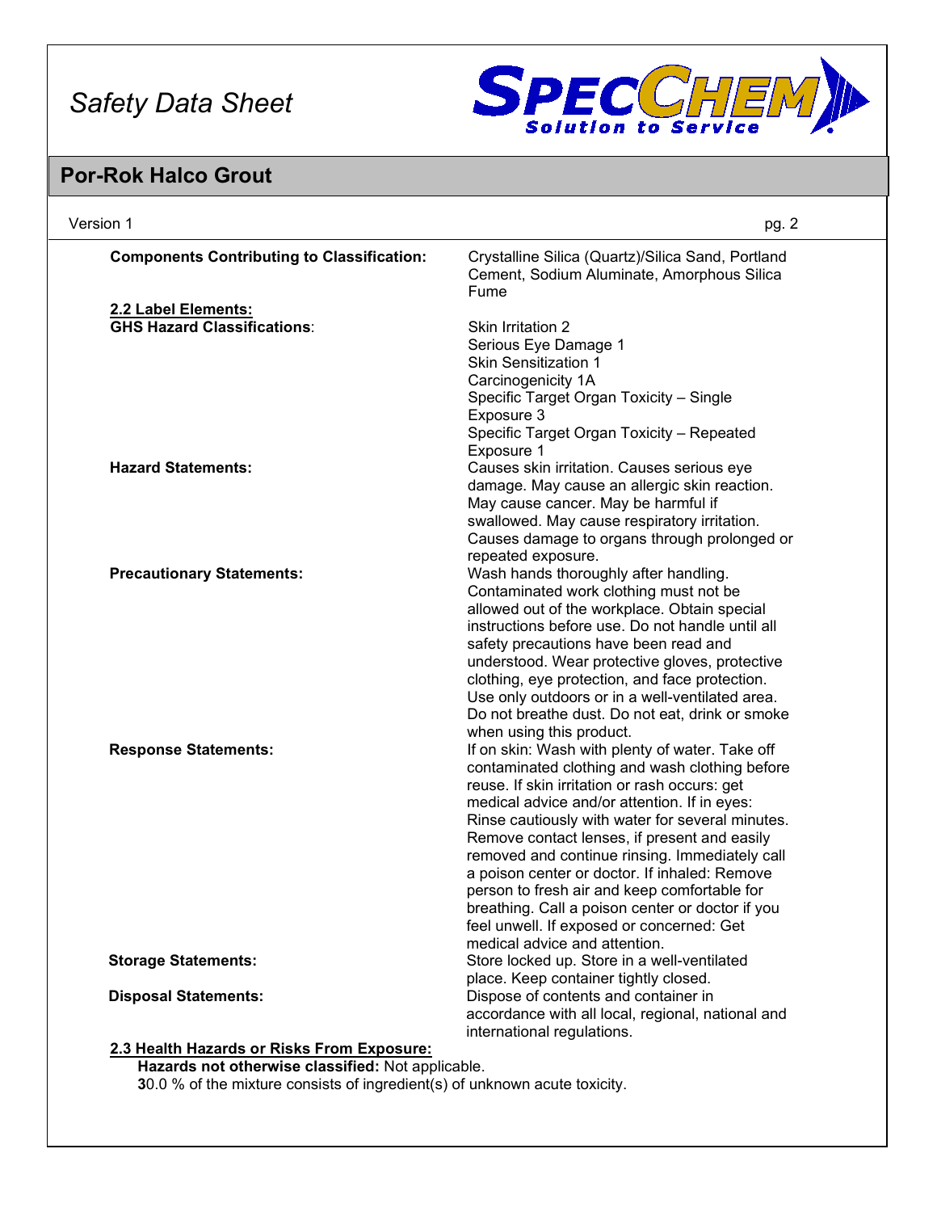| | |
|---|---|
| **Components Contributing to Classification:** | Crystalline Silica (Quartz)/Silica Sand, Portland Cement, Sodium Aluminate, Amorphous Silica Fume |

**2.2 Label Elements:**

| | |
|---|---|
| **GHS Hazard Classifications**: | Skin Irritation 2<br>Serious Eye Damage 1<br>Skin Sensitization 1<br>Carcinogenicity 1A<br>Specific Target Organ Toxicity – Single Exposure 3<br>Specific Target Organ Toxicity – Repeated Exposure 1 |
| **Hazard Statements:** | Causes skin irritation. Causes serious eye damage. May cause an allergic skin reaction. May cause cancer. May be harmful if swallowed. May cause respiratory irritation. Causes damage to organs through prolonged or repeated exposure. |
| **Precautionary Statements:** | Wash hands thoroughly after handling. Contaminated work clothing must not be allowed out of the workplace. Obtain special instructions before use. Do not handle until all safety precautions have been read and understood. Wear protective gloves, protective clothing, eye protection, and face protection. Use only outdoors or in a well-ventilated area. Do not breathe dust. Do not eat, drink or smoke when using this product. |
| **Response Statements:** | If on skin: Wash with plenty of water. Take off contaminated clothing and wash clothing before reuse. If skin irritation or rash occurs: get medical advice and/or attention. If in eyes: Rinse cautiously with water for several minutes. Remove contact lenses, if present and easily removed and continue rinsing. Immediately call a poison center or doctor. If inhaled: Remove person to fresh air and keep comfortable for breathing. Call a poison center or doctor if you feel unwell. If exposed or concerned: Get medical advice and attention. |
| **Storage Statements:** | Store locked up. Store in a well-ventilated place. Keep container tightly closed. |
| **Disposal Statements:** | Dispose of contents and container in accordance with all local, regional, national and international regulations. |

**2.3 Health Hazards or Risks From Exposure:**

**Hazards not otherwise classified:** Not applicable.

30.0 % of the mixture consists of ingredient(s) of unknown acute toxicity.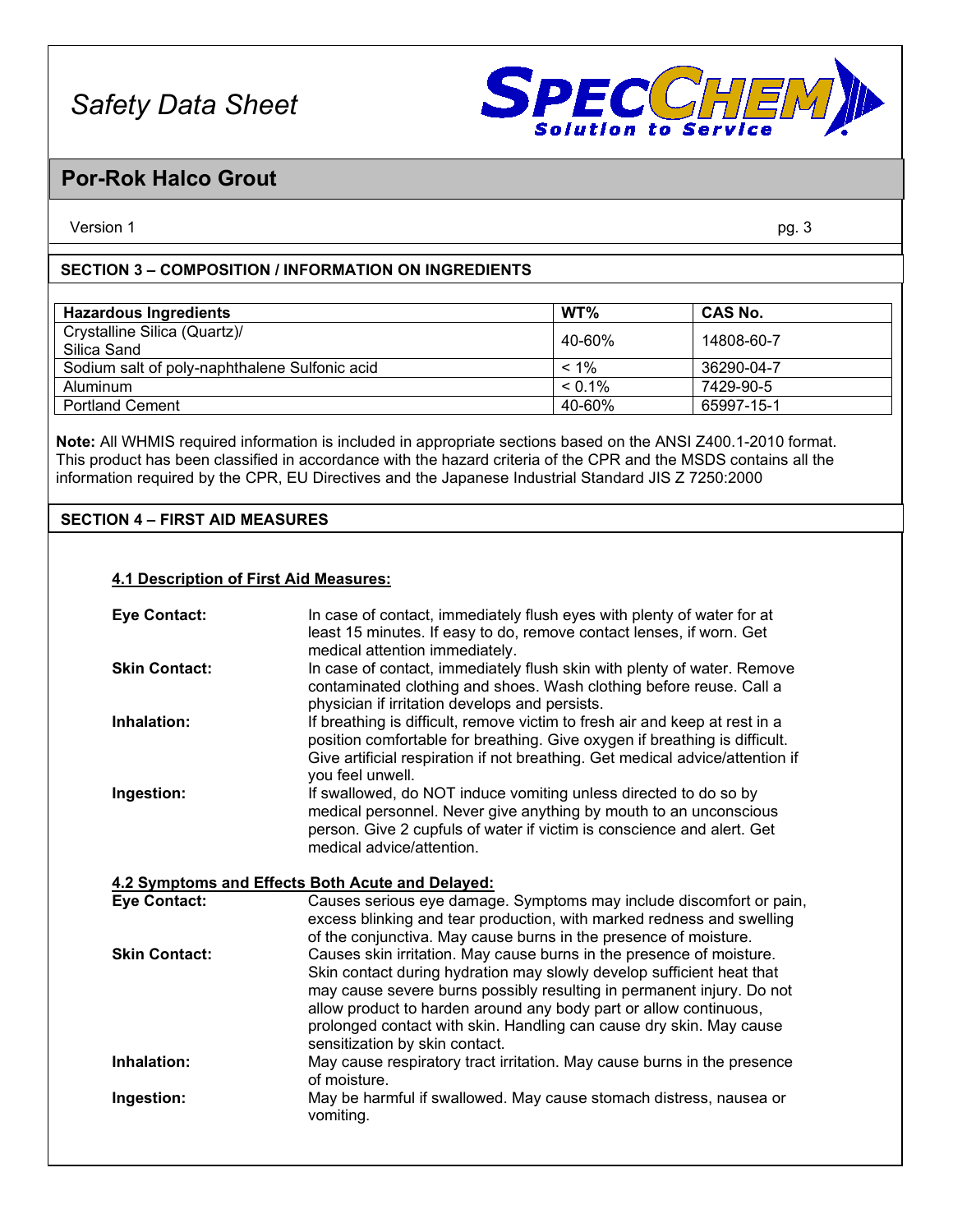## SECTION 3 – COMPOSITION / INFORMATION ON INGREDIENTS

| Hazardous Ingredients | WT% | CAS No. |
|---|---|---|
| Crystalline Silica (Quartz)/ Silica Sand | 40-60% | 14808-60-7 |
| Sodium salt of poly-naphthalene Sulfonic acid | < 1% | 36290-04-7 |
| Aluminum | < 0.1% | 7429-90-5 |
| Portland Cement | 40-60% | 65997-15-1 |

**Note:** All WHMIS required information is included in appropriate sections based on the ANSI Z400.1-2010 format. This product has been classified in accordance with the hazard criteria of the CPR and the MSDS contains all the information required by the CPR, EU Directives and the Japanese Industrial Standard JIS Z 7250:2000

## SECTION 4 – FIRST AID MEASURES

### 4.1 Description of First Aid Measures:

**Eye Contact:** In case of contact, immediately flush eyes with plenty of water for at least 15 minutes. If easy to do, remove contact lenses, if worn. Get medical attention immediately.

**Skin Contact:** In case of contact, immediately flush skin with plenty of water. Remove contaminated clothing and shoes. Wash clothing before reuse. Call a physician if irritation develops and persists.

**Inhalation:** If breathing is difficult, remove victim to fresh air and keep at rest in a position comfortable for breathing. Give oxygen if breathing is difficult. Give artificial respiration if not breathing. Get medical advice/attention if you feel unwell.

**Ingestion:** If swallowed, do NOT induce vomiting unless directed to do so by medical personnel. Never give anything by mouth to an unconscious person. Give 2 cupfuls of water if victim is conscience and alert. Get medical advice/attention.

### 4.2 Symptoms and Effects Both Acute and Delayed:

**Eye Contact:** Causes serious eye damage. Symptoms may include discomfort or pain, excess blinking and tear production, with marked redness and swelling of the conjunctiva. May cause burns in the presence of moisture.

**Skin Contact:** Causes skin irritation. May cause burns in the presence of moisture. Skin contact during hydration may slowly develop sufficient heat that may cause severe burns possibly resulting in permanent injury. Do not allow product to harden around any body part or allow continuous, prolonged contact with skin. Handling can cause dry skin. May cause sensitization by skin contact.

**Inhalation:** May cause respiratory tract irritation. May cause burns in the presence of moisture.

**Ingestion:** May be harmful if swallowed. May cause stomach distress, nausea or vomiting.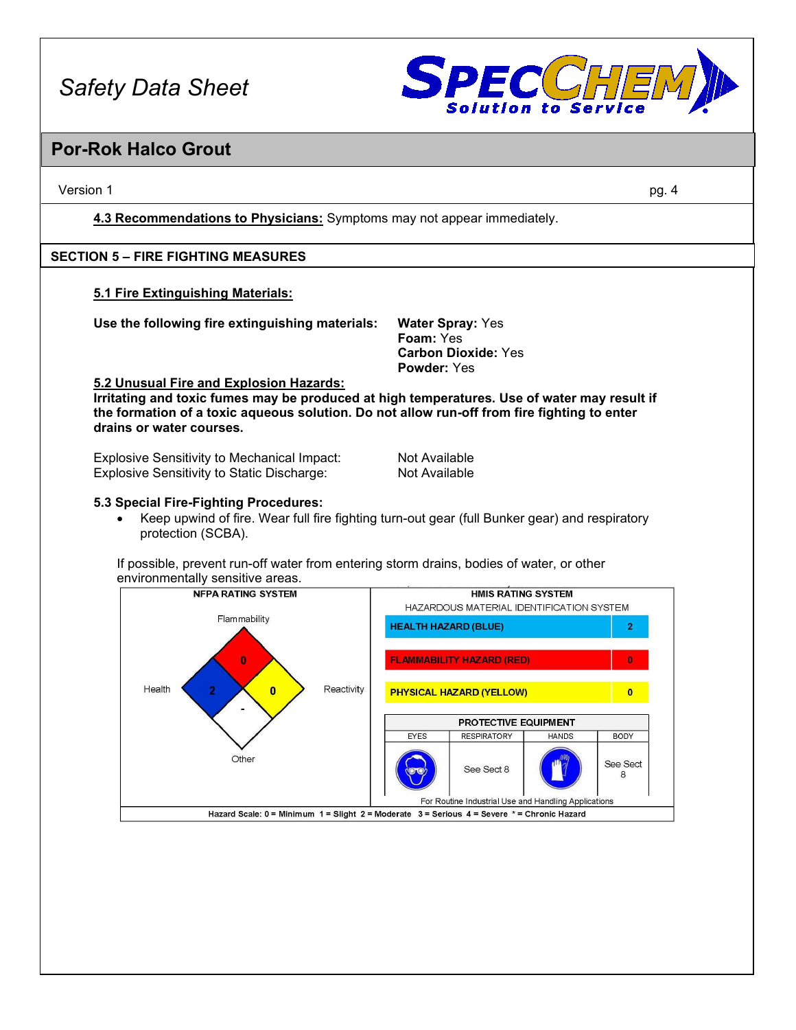## 4.3 Recommendations to Physicians:

**4.3 Recommendations to Physicians:** Symptoms may not appear immediately.

## SECTION 5 – FIRE FIGHTING MEASURES

### 5.1 Fire Extinguishing Materials:

**Use the following fire extinguishing materials:**

**Water Spray:** Yes
**Foam:** Yes
**Carbon Dioxide:** Yes
**Powder:** Yes

### 5.2 Unusual Fire and Explosion Hazards:

**Irritating and toxic fumes may be produced at high temperatures. Use of water may result if the formation of a toxic aqueous solution. Do not allow run-off from fire fighting to enter drains or water courses.**

| | |
|---|---|
| Explosive Sensitivity to Mechanical Impact: | Not Available |
| Explosive Sensitivity to Static Discharge: | Not Available |

### 5.3 Special Fire-Fighting Procedures:

- Keep upwind of fire. Wear full fire fighting turn-out gear (full Bunker gear) and respiratory protection (SCBA).

If possible, prevent run-off water from entering storm drains, bodies of water, or other environmentally sensitive areas.

**NFPA RATING SYSTEM**

Flammability: 0
Health: 2
Reactivity: 0
Other: -

**HMIS RATING SYSTEM**
HAZARDOUS MATERIAL IDENTIFICATION SYSTEM

| | |
|---|---|
| HEALTH HAZARD (BLUE) | 2 |
| FLAMMABILITY HAZARD (RED) | 0 |
| PHYSICAL HAZARD (YELLOW) | 0 |

**PROTECTIVE EQUIPMENT**

| EYES | RESPIRATORY | HANDS | BODY |
|---|---|---|---|
| | See Sect 8 | | See Sect 8 |

For Routine Industrial Use and Handling Applications

Hazard Scale: 0 = Minimum 1 = Slight 2 = Moderate 3 = Serious 4 = Severe * = Chronic Hazard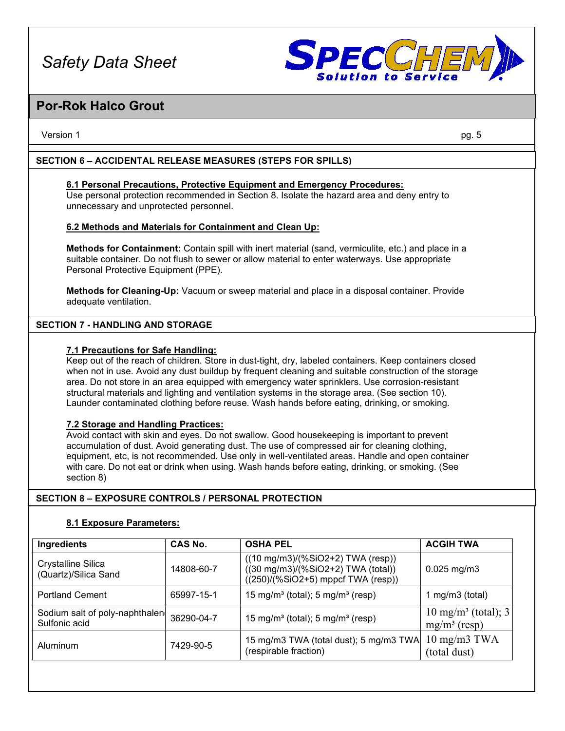## SECTION 6 – ACCIDENTAL RELEASE MEASURES (STEPS FOR SPILLS)

### 6.1 Personal Precautions, Protective Equipment and Emergency Procedures:

Use personal protection recommended in Section 8. Isolate the hazard area and deny entry to unnecessary and unprotected personnel.

### 6.2 Methods and Materials for Containment and Clean Up:

**Methods for Containment:** Contain spill with inert material (sand, vermiculite, etc.) and place in a suitable container. Do not flush to sewer or allow material to enter waterways. Use appropriate Personal Protective Equipment (PPE).

**Methods for Cleaning-Up:** Vacuum or sweep material and place in a disposal container. Provide adequate ventilation.

## SECTION 7 - HANDLING AND STORAGE

### 7.1 Precautions for Safe Handling:

Keep out of the reach of children. Store in dust-tight, dry, labeled containers. Keep containers closed when not in use. Avoid any dust buildup by frequent cleaning and suitable construction of the storage area. Do not store in an area equipped with emergency water sprinklers. Use corrosion-resistant structural materials and lighting and ventilation systems in the storage area. (See section 10). Launder contaminated clothing before reuse. Wash hands before eating, drinking, or smoking.

### 7.2 Storage and Handling Practices:

Avoid contact with skin and eyes. Do not swallow. Good housekeeping is important to prevent accumulation of dust. Avoid generating dust. The use of compressed air for cleaning clothing, equipment, etc, is not recommended. Use only in well-ventilated areas. Handle and open container with care. Do not eat or drink when using. Wash hands before eating, drinking, or smoking. (See section 8)

## SECTION 8 – EXPOSURE CONTROLS / PERSONAL PROTECTION

### 8.1 Exposure Parameters:

| Ingredients | CAS No. | OSHA PEL | ACGIH TWA |
|---|---|---|---|
| Crystalline Silica (Quartz)/Silica Sand | 14808-60-7 | ((10 mg/m3)/(%SiO2+2) TWA (resp)) ((30 mg/m3)/(%SiO2+2) TWA (total)) ((250)/(%SiO2+5) mppcf TWA (resp)) | 0.025 mg/m3 |
| Portland Cement | 65997-15-1 | 15 mg/m³ (total); 5 mg/m³ (resp) | 1 mg/m3 (total) |
| Sodium salt of poly-naphthalene Sulfonic acid | 36290-04-7 | 15 mg/m³ (total); 5 mg/m³ (resp) | 10 mg/m³ (total); 3 mg/m³ (resp) |
| Aluminum | 7429-90-5 | 15 mg/m3 TWA (total dust); 5 mg/m3 TWA (respirable fraction) | 10 mg/m3 TWA (total dust) |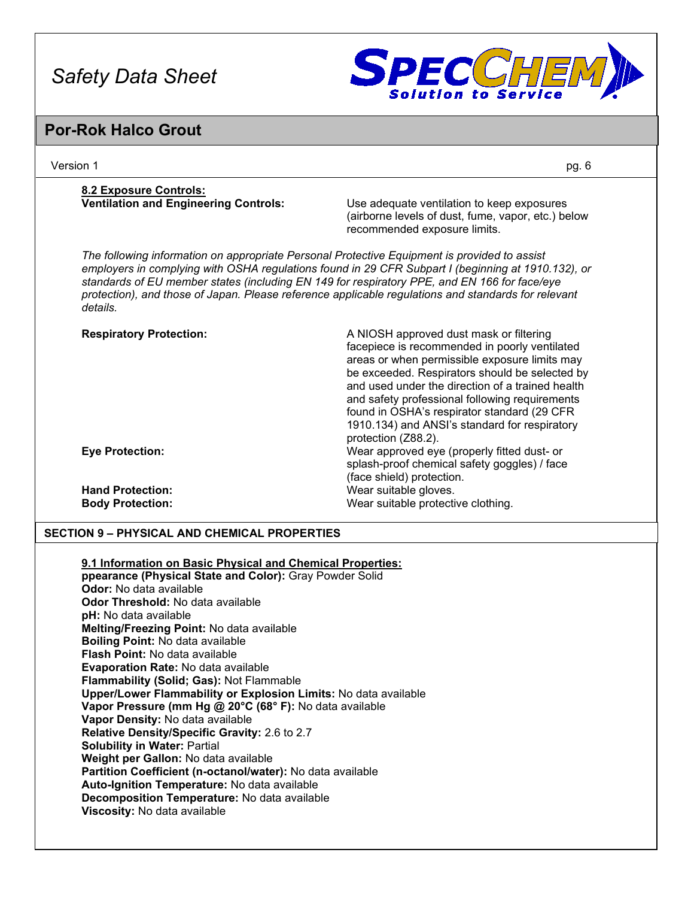#### 8.2 Exposure Controls:

**Ventilation and Engineering Controls:** Use adequate ventilation to keep exposures (airborne levels of dust, fume, vapor, etc.) below recommended exposure limits.

*The following information on appropriate Personal Protective Equipment is provided to assist employers in complying with OSHA regulations found in 29 CFR Subpart I (beginning at 1910.132), or standards of EU member states (including EN 149 for respiratory PPE, and EN 166 for face/eye protection), and those of Japan. Please reference applicable regulations and standards for relevant details.*

**Respiratory Protection:** A NIOSH approved dust mask or filtering facepiece is recommended in poorly ventilated areas or when permissible exposure limits may be exceeded. Respirators should be selected by and used under the direction of a trained health and safety professional following requirements found in OSHA's respirator standard (29 CFR 1910.134) and ANSI's standard for respiratory protection (Z88.2).

**Eye Protection:** Wear approved eye (properly fitted dust- or splash-proof chemical safety goggles) / face (face shield) protection.

**Hand Protection:** Wear suitable gloves.

**Body Protection:** Wear suitable protective clothing.

## SECTION 9 – PHYSICAL AND CHEMICAL PROPERTIES

#### 9.1 Information on Basic Physical and Chemical Properties:

**ppearance (Physical State and Color):** Gray Powder Solid
**Odor:** No data available
**Odor Threshold:** No data available
**pH:** No data available
**Melting/Freezing Point:** No data available
**Boiling Point:** No data available
**Flash Point:** No data available
**Evaporation Rate:** No data available
**Flammability (Solid; Gas):** Not Flammable
**Upper/Lower Flammability or Explosion Limits:** No data available
**Vapor Pressure (mm Hg @ 20°C (68° F):** No data available
**Vapor Density:** No data available
**Relative Density/Specific Gravity:** 2.6 to 2.7
**Solubility in Water:** Partial
**Weight per Gallon:** No data available
**Partition Coefficient (n-octanol/water):** No data available
**Auto-Ignition Temperature:** No data available
**Decomposition Temperature:** No data available
**Viscosity:** No data available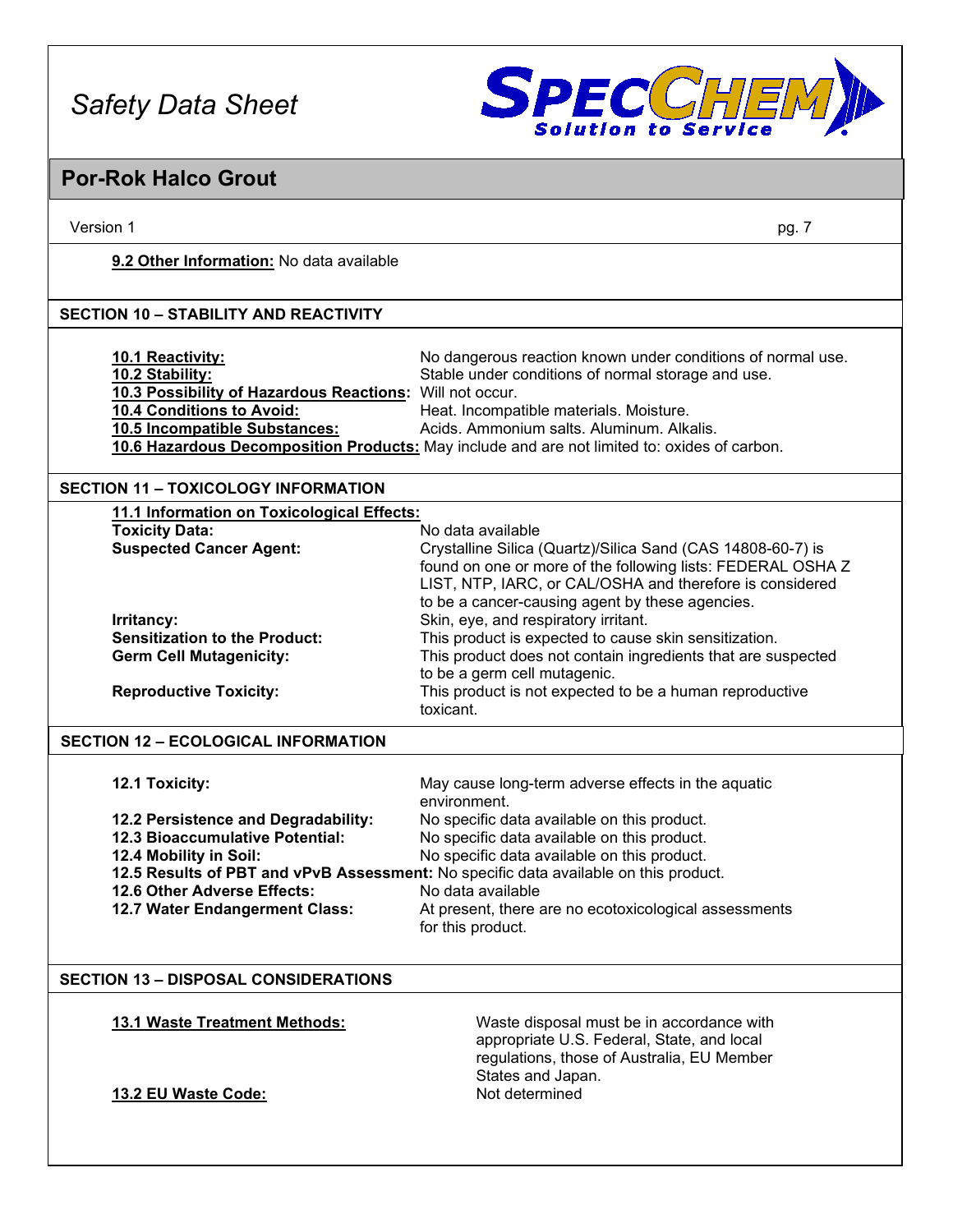**9.2 Other Information:** No data available

## SECTION 10 – STABILITY AND REACTIVITY

**10.1 Reactivity:** No dangerous reaction known under conditions of normal use.
**10.2 Stability:** Stable under conditions of normal storage and use.
**10.3 Possibility of Hazardous Reactions:** Will not occur.
**10.4 Conditions to Avoid:** Heat. Incompatible materials. Moisture.
**10.5 Incompatible Substances:** Acids. Ammonium salts. Aluminum. Alkalis.
**10.6 Hazardous Decomposition Products:** May include and are not limited to: oxides of carbon.

## SECTION 11 – TOXICOLOGY INFORMATION

**11.1 Information on Toxicological Effects:**

**Toxicity Data:** No data available

**Suspected Cancer Agent:** Crystalline Silica (Quartz)/Silica Sand (CAS 14808-60-7) is found on one or more of the following lists: FEDERAL OSHA Z LIST, NTP, IARC, or CAL/OSHA and therefore is considered to be a cancer-causing agent by these agencies.

**Irritancy:** Skin, eye, and respiratory irritant.

**Sensitization to the Product:** This product is expected to cause skin sensitization.

**Germ Cell Mutagenicity:** This product does not contain ingredients that are suspected to be a germ cell mutagenic.

**Reproductive Toxicity:** This product is not expected to be a human reproductive toxicant.

## SECTION 12 – ECOLOGICAL INFORMATION

**12.1 Toxicity:** May cause long-term adverse effects in the aquatic environment.
**12.2 Persistence and Degradability:** No specific data available on this product.
**12.3 Bioaccumulative Potential:** No specific data available on this product.
**12.4 Mobility in Soil:** No specific data available on this product.
**12.5 Results of PBT and vPvB Assessment:** No specific data available on this product.
**12.6 Other Adverse Effects:** No data available
**12.7 Water Endangerment Class:** At present, there are no ecotoxicological assessments for this product.

## SECTION 13 – DISPOSAL CONSIDERATIONS

**13.1 Waste Treatment Methods:** Waste disposal must be in accordance with appropriate U.S. Federal, State, and local regulations, those of Australia, EU Member States and Japan.

**13.2 EU Waste Code:** Not determined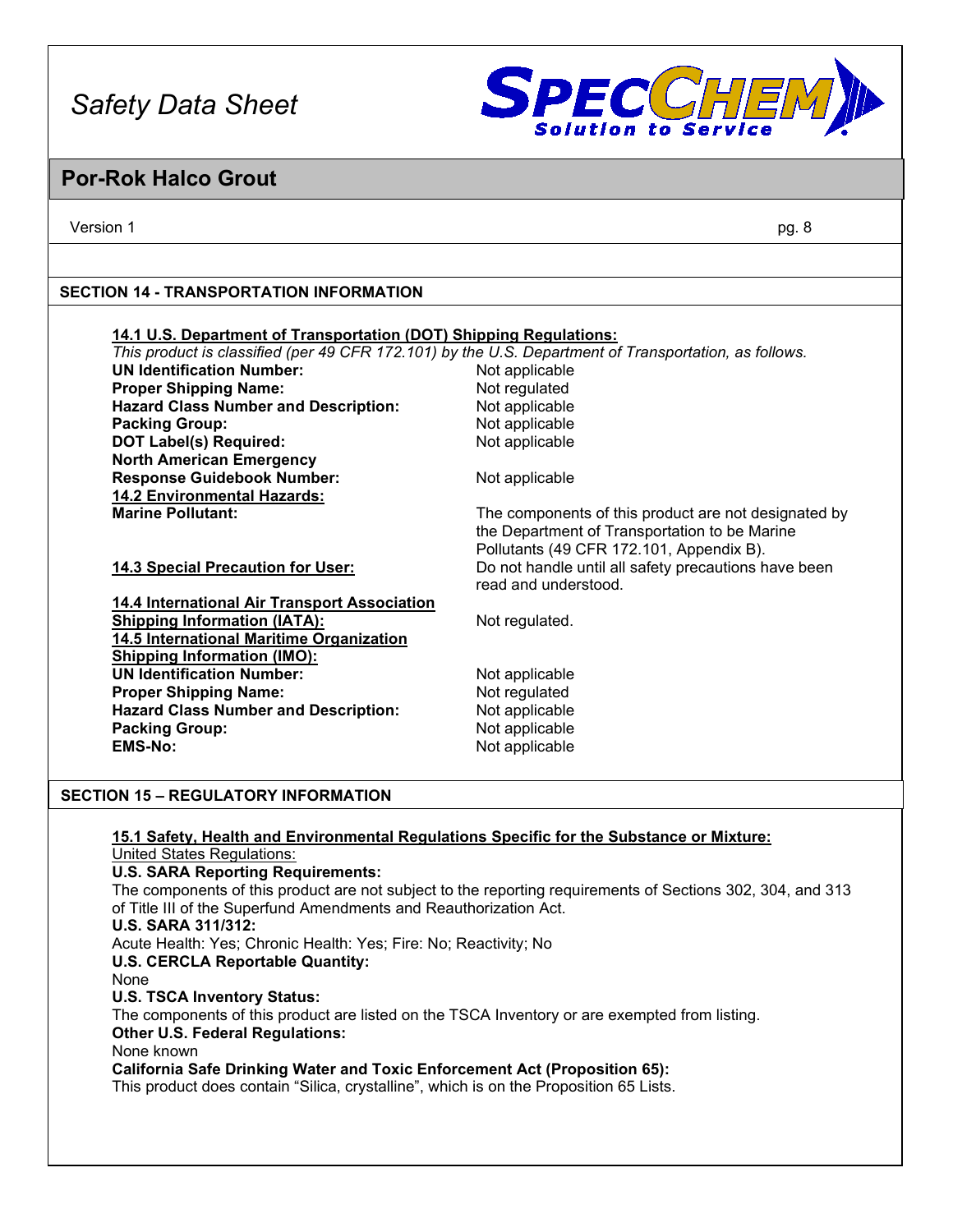## SECTION 14 - TRANSPORTATION INFORMATION

**14.1 U.S. Department of Transportation (DOT) Shipping Regulations:**

*This product is classified (per 49 CFR 172.101) by the U.S. Department of Transportation, as follows.*

| | |
|---|---|
| **UN Identification Number:** | Not applicable |
| **Proper Shipping Name:** | Not regulated |
| **Hazard Class Number and Description:** | Not applicable |
| **Packing Group:** | Not applicable |
| **DOT Label(s) Required:** | Not applicable |
| **North American Emergency Response Guidebook Number:** | Not applicable |

**14.2 Environmental Hazards:**

| | |
|---|---|
| **Marine Pollutant:** | The components of this product are not designated by the Department of Transportation to be Marine Pollutants (49 CFR 172.101, Appendix B). |
| **14.3 Special Precaution for User:** | Do not handle until all safety precautions have been read and understood. |
| **14.4 International Air Transport Association Shipping Information (IATA):** | Not regulated. |

**14.5 International Maritime Organization Shipping Information (IMO):**

| | |
|---|---|
| **UN Identification Number:** | Not applicable |
| **Proper Shipping Name:** | Not regulated |
| **Hazard Class Number and Description:** | Not applicable |
| **Packing Group:** | Not applicable |
| **EMS-No:** | Not applicable |

## SECTION 15 – REGULATORY INFORMATION

**15.1 Safety, Health and Environmental Regulations Specific for the Substance or Mixture:**

United States Regulations:

**U.S. SARA Reporting Requirements:**

The components of this product are not subject to the reporting requirements of Sections 302, 304, and 313 of Title III of the Superfund Amendments and Reauthorization Act.

**U.S. SARA 311/312:**

Acute Health: Yes; Chronic Health: Yes; Fire: No; Reactivity; No

**U.S. CERCLA Reportable Quantity:**

None

**U.S. TSCA Inventory Status:**

The components of this product are listed on the TSCA Inventory or are exempted from listing.

**Other U.S. Federal Regulations:**

None known

**California Safe Drinking Water and Toxic Enforcement Act (Proposition 65):**

This product does contain “Silica, crystalline”, which is on the Proposition 65 Lists.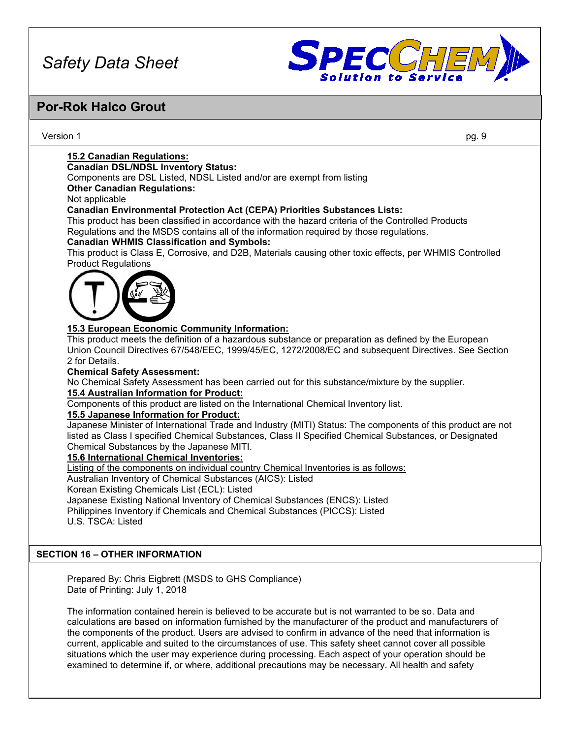**15.2 Canadian Regulations:**

**Canadian DSL/NDSL Inventory Status:**

Components are DSL Listed, NDSL Listed and/or are exempt from listing

**Other Canadian Regulations:**

Not applicable

**Canadian Environmental Protection Act (CEPA) Priorities Substances Lists:**

This product has been classified in accordance with the hazard criteria of the Controlled Products Regulations and the MSDS contains all of the information required by those regulations.

**Canadian WHMIS Classification and Symbols:**

This product is Class E, Corrosive, and D2B, Materials causing other toxic effects, per WHMIS Controlled Product Regulations

**15.3 European Economic Community Information:**

This product meets the definition of a hazardous substance or preparation as defined by the European Union Council Directives 67/548/EEC, 1999/45/EC, 1272/2008/EC and subsequent Directives. See Section 2 for Details.

**Chemical Safety Assessment:**

No Chemical Safety Assessment has been carried out for this substance/mixture by the supplier.

**15.4 Australian Information for Product:**

Components of this product are listed on the International Chemical Inventory list.

**15.5 Japanese Information for Product:**

Japanese Minister of International Trade and Industry (MITI) Status: The components of this product are not listed as Class I specified Chemical Substances, Class II Specified Chemical Substances, or Designated Chemical Substances by the Japanese MITI.

**15.6 International Chemical Inventories:**

Listing of the components on individual country Chemical Inventories is as follows:

Australian Inventory of Chemical Substances (AICS): Listed

Korean Existing Chemicals List (ECL): Listed

Japanese Existing National Inventory of Chemical Substances (ENCS): Listed

Philippines Inventory if Chemicals and Chemical Substances (PICCS): Listed

U.S. TSCA: Listed

## SECTION 16 – OTHER INFORMATION

Prepared By: Chris Eigbrett (MSDS to GHS Compliance)
Date of Printing: July 1, 2018

The information contained herein is believed to be accurate but is not warranted to be so. Data and calculations are based on information furnished by the manufacturer of the product and manufacturers of the components of the product. Users are advised to confirm in advance of the need that information is current, applicable and suited to the circumstances of use. This safety sheet cannot cover all possible situations which the user may experience during processing. Each aspect of your operation should be examined to determine if, or where, additional precautions may be necessary. All health and safety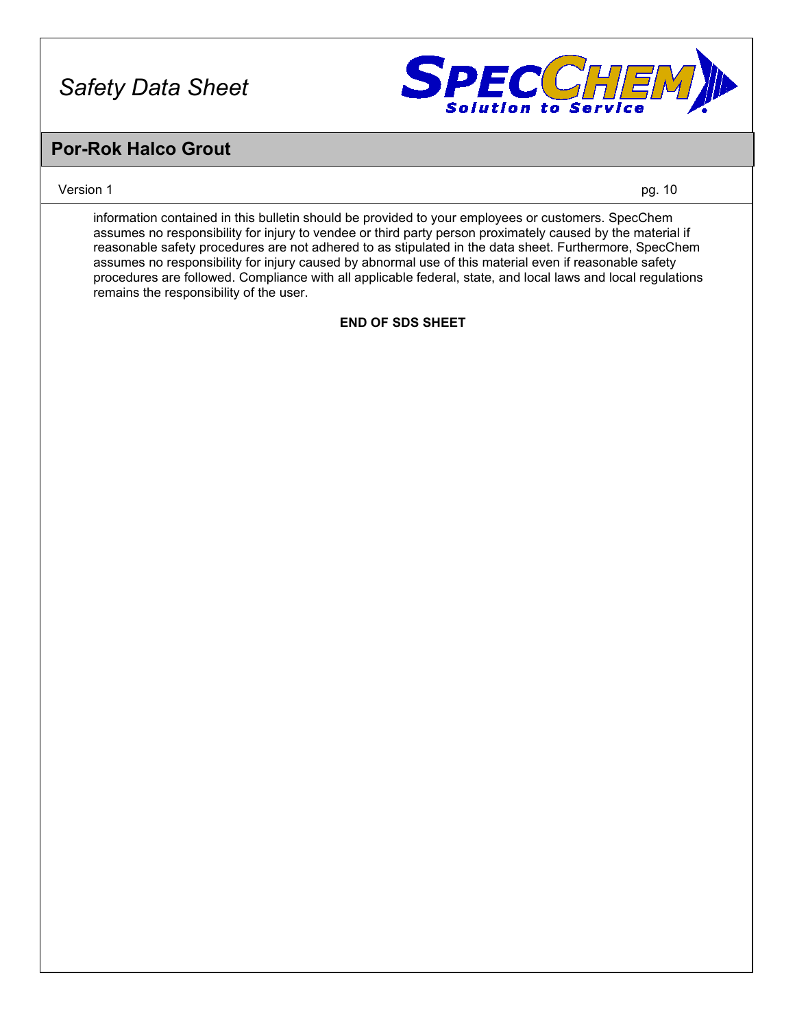information contained in this bulletin should be provided to your employees or customers. SpecChem assumes no responsibility for injury to vendee or third party person proximately caused by the material if reasonable safety procedures are not adhered to as stipulated in the data sheet. Furthermore, SpecChem assumes no responsibility for injury caused by abnormal use of this material even if reasonable safety procedures are followed. Compliance with all applicable federal, state, and local laws and local regulations remains the responsibility of the user.

**END OF SDS SHEET**